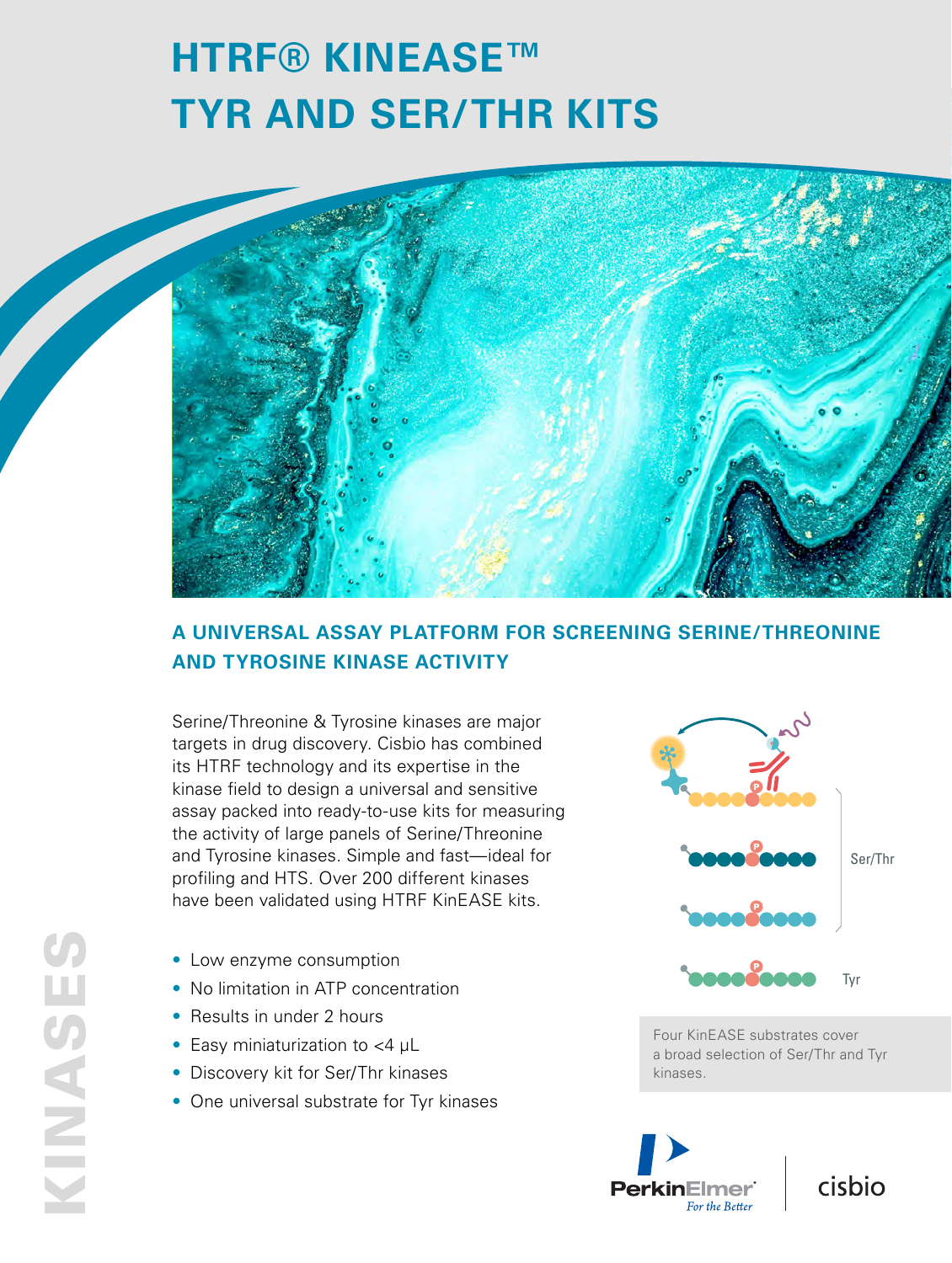# HTRF® KINEASE™ TYR AND SER/THR KITS

## A UNIVERSAL ASSAY PLATFORM FOR SCREENING SERINE/THREONINE AND TYROSINE KINASE ACTIVITY

Serine/Threonine & Tyrosine kinases are major targets in drug discovery. Cisbio has combined its HTRF technology and its expertise in the kinase field to design a universal and sensitive assay packed into ready-to-use kits for measuring the activity of large panels of Serine/Threonine and Tyrosine kinases. Simple and fast—ideal for profiling and HTS. Over 200 different kinases have been validated using HTRF KinEASE kits.

- Low enzyme consumption
- No limitation in ATP concentration
- Results in under 2 hours
- Easy miniaturization to <4 µL
- Discovery kit for Ser/Thr kinases
- One universal substrate for Tyr kinases

Ser/Thr

Tyr

Four KinEASE substrates cover a broad selection of Ser/Thr and Tyr kinases.

KINASES

PerkinElmer *For the Better* | cisbio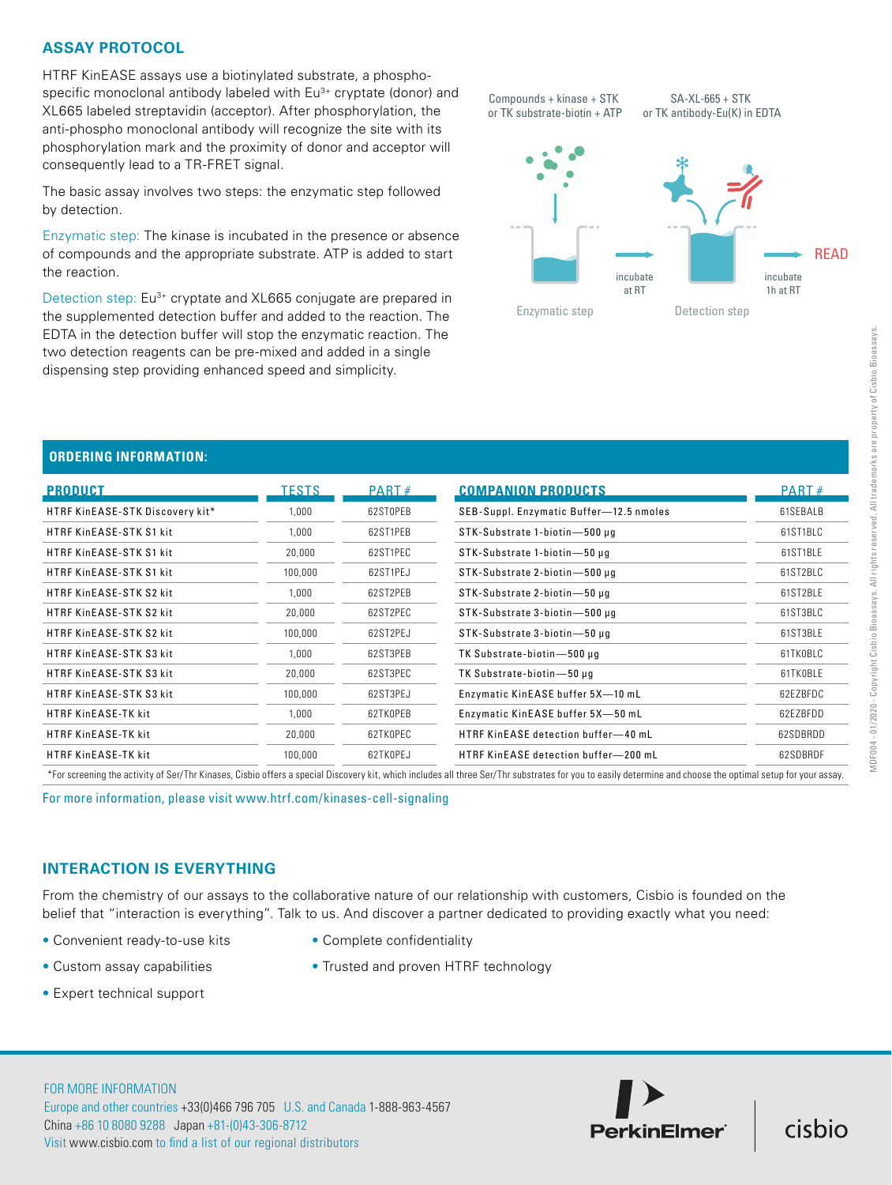## ASSAY PROTOCOL

HTRF KinEASE assays use a biotinylated substrate, a phospho-specific monoclonal antibody labeled with $Eu^{3+}$ cryptate (donor) and XL665 labeled streptavidin (acceptor). After phosphorylation, the anti-phospho monoclonal antibody will recognize the site with its phosphorylation mark and the proximity of donor and acceptor will consequently lead to a TR-FRET signal.

The basic assay involves two steps: the enzymatic step followed by detection.

Enzymatic step: The kinase is incubated in the presence or absence of compounds and the appropriate substrate. ATP is added to start the reaction.

Detection step: $Eu^{3+}$ cryptate and XL665 conjugate are prepared in the supplemented detection buffer and added to the reaction. The EDTA in the detection buffer will stop the enzymatic reaction. The two detection reagents can be pre-mixed and added in a single dispensing step providing enhanced speed and simplicity.

Compounds + kinase + STK or TK substrate-biotin + ATP

SA-XL-665 + STK or TK antibody-Eu(K) in EDTA

incubate at RT

incubate 1h at RT

READ

Enzymatic step

Detection step

## ORDERING INFORMATION:

| PRODUCT | TESTS | PART # | COMPANION PRODUCTS | PART # |
|---|---|---|---|---|
| HTRF KinEASE-STK Discovery kit* | 1,000 | 62ST0PEB | SEB-Suppl. Enzymatic Buffer—12.5 nmoles | 61SEBALB |
| HTRF KinEASE-STK S1 kit | 1,000 | 62ST1PEB | STK-Substrate 1-biotin—500 µg | 61ST1BLC |
| HTRF KinEASE-STK S1 kit | 20,000 | 62ST1PEC | STK-Substrate 1-biotin—50 µg | 61ST1BLE |
| HTRF KinEASE-STK S1 kit | 100,000 | 62ST1PEJ | STK-Substrate 2-biotin—500 µg | 61ST2BLC |
| HTRF KinEASE-STK S2 kit | 1,000 | 62ST2PEB | STK-Substrate 2-biotin—50 µg | 61ST2BLE |
| HTRF KinEASE-STK S2 kit | 20,000 | 62ST2PEC | STK-Substrate 3-biotin—500 µg | 61ST3BLC |
| HTRF KinEASE-STK S2 kit | 100,000 | 62ST2PEJ | STK-Substrate 3-biotin—50 µg | 61ST3BLE |
| HTRF KinEASE-STK S3 kit | 1,000 | 62ST3PEB | TK Substrate-biotin—500 µg | 61TK0BLC |
| HTRF KinEASE-STK S3 kit | 20,000 | 62ST3PEC | TK Substrate-biotin—50 µg | 61TK0BLE |
| HTRF KinEASE-STK S3 kit | 100,000 | 62ST3PEJ | Enzymatic KinEASE buffer 5X—10 mL | 62EZBFDC |
| HTRF KinEASE-TK kit | 1,000 | 62TK0PEB | Enzymatic KinEASE buffer 5X—50 mL | 62EZBFDD |
| HTRF KinEASE-TK kit | 20,000 | 62TK0PEC | HTRF KinEASE detection buffer—40 mL | 62SDBRDD |
| HTRF KinEASE-TK kit | 100,000 | 62TK0PEJ | HTRF KinEASE detection buffer—200 mL | 62SDBRDF |

*For screening the activity of Ser/Thr Kinases, Cisbio offers a special Discovery kit, which includes all three Ser/Thr substrates for you to easily determine and choose the optimal setup for your assay.

For more information, please visit www.htrf.com/kinases-cell-signaling

## INTERACTION IS EVERYTHING

From the chemistry of our assays to the collaborative nature of our relationship with customers, Cisbio is founded on the belief that "interaction is everything". Talk to us. And discover a partner dedicated to providing exactly what you need:

- Convenient ready-to-use kits
- Custom assay capabilities
- Expert technical support
- Complete confidentiality
- Trusted and proven HTRF technology

FOR MORE INFORMATION
Europe and other countries +33(0)466 796 705 U.S. and Canada 1-888-963-4567
China +86 10 8080 9288 Japan +81-(0)43-306-8712
Visit www.cisbio.com to find a list of our regional distributors

PerkinElmer cisbio

MDF004 - 01/2020 - Copyright Cisbio Bioassays. All rights reserved. All trademarks are property of Cisbio Bioassays.